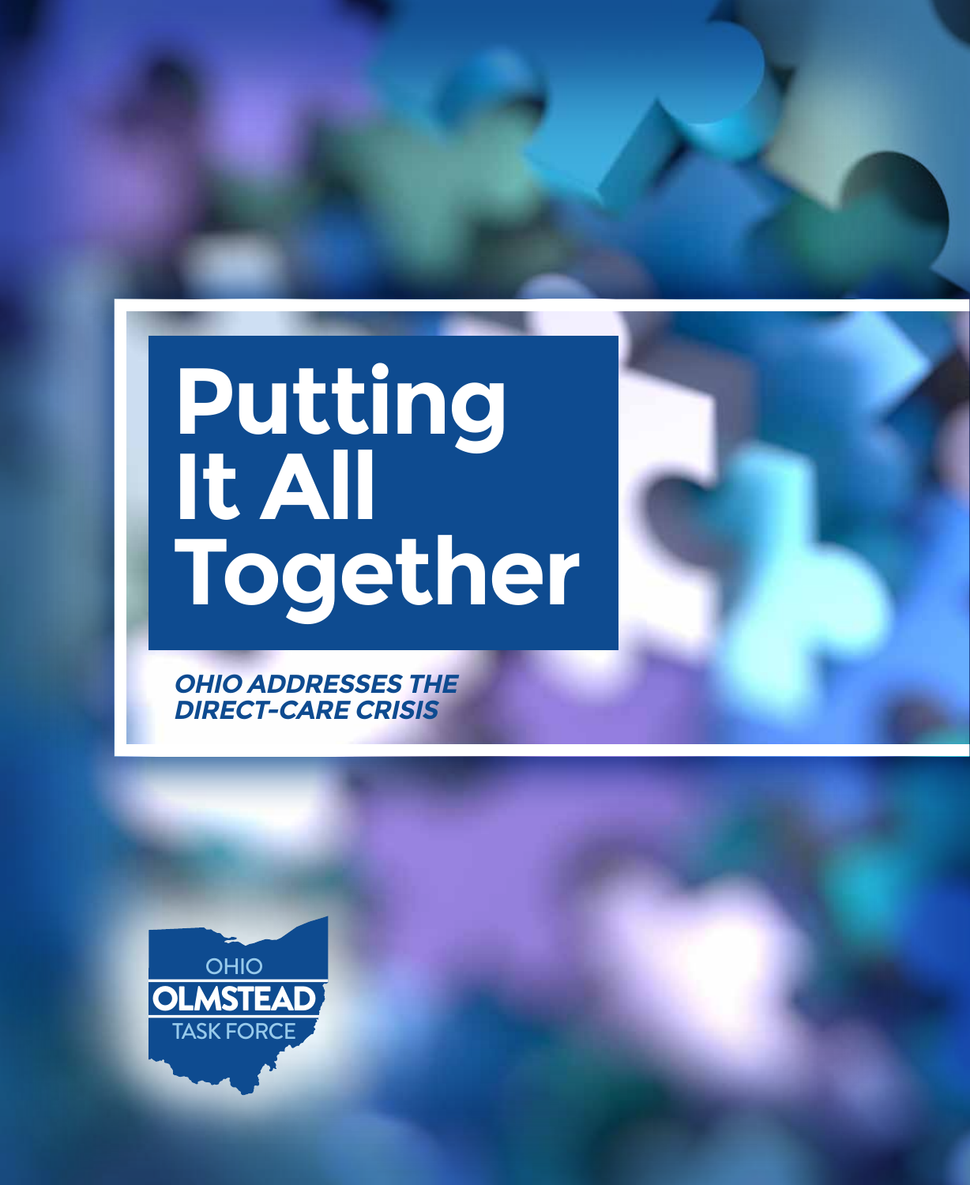# Putting It All Together

***OHIO ADDRESSES THE DIRECT-CARE CRISIS***

OHIO
OLMSTEAD
TASK FORCE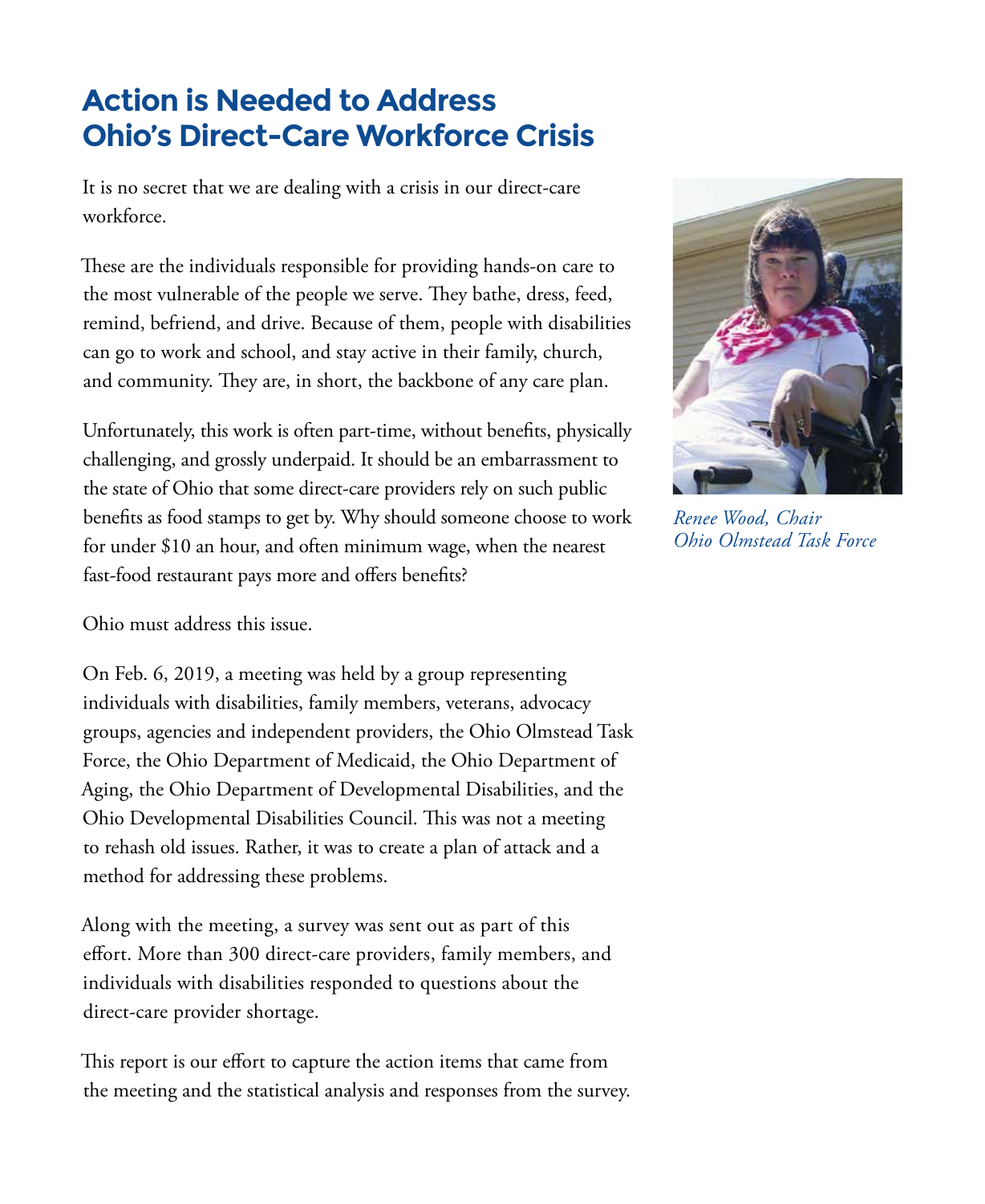# Action is Needed to Address Ohio's Direct-Care Workforce Crisis

It is no secret that we are dealing with a crisis in our direct-care workforce.

These are the individuals responsible for providing hands-on care to the most vulnerable of the people we serve. They bathe, dress, feed, remind, befriend, and drive. Because of them, people with disabilities can go to work and school, and stay active in their family, church, and community. They are, in short, the backbone of any care plan.

Unfortunately, this work is often part-time, without benefits, physically challenging, and grossly underpaid. It should be an embarrassment to the state of Ohio that some direct-care providers rely on such public benefits as food stamps to get by. Why should someone choose to work for under $10 an hour, and often minimum wage, when the nearest fast-food restaurant pays more and offers benefits?

Ohio must address this issue.

On Feb. 6, 2019, a meeting was held by a group representing individuals with disabilities, family members, veterans, advocacy groups, agencies and independent providers, the Ohio Olmstead Task Force, the Ohio Department of Medicaid, the Ohio Department of Aging, the Ohio Department of Developmental Disabilities, and the Ohio Developmental Disabilities Council. This was not a meeting to rehash old issues. Rather, it was to create a plan of attack and a method for addressing these problems.

Along with the meeting, a survey was sent out as part of this effort. More than 300 direct-care providers, family members, and individuals with disabilities responded to questions about the direct-care provider shortage.

This report is our effort to capture the action items that came from the meeting and the statistical analysis and responses from the survey.

*Renee Wood, Chair*
*Ohio Olmstead Task Force*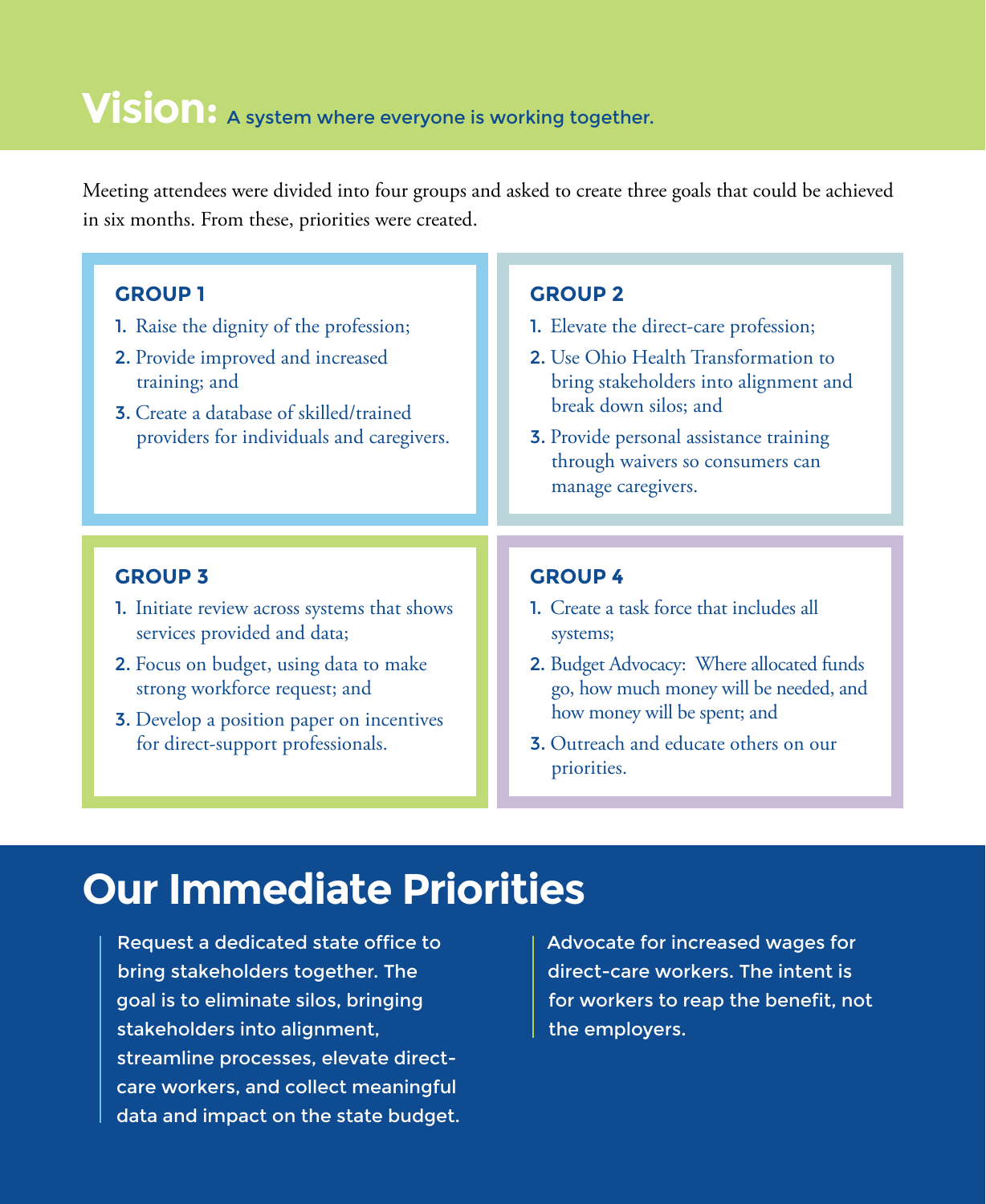# Vision: A system where everyone is working together.

Meeting attendees were divided into four groups and asked to create three goals that could be achieved in six months. From these, priorities were created.

### GROUP 1

1. Raise the dignity of the profession;
2. Provide improved and increased training; and
3. Create a database of skilled/trained providers for individuals and caregivers.

### GROUP 2

1. Elevate the direct-care profession;
2. Use Ohio Health Transformation to bring stakeholders into alignment and break down silos; and
3. Provide personal assistance training through waivers so consumers can manage caregivers.

### GROUP 3

1. Initiate review across systems that shows services provided and data;
2. Focus on budget, using data to make strong workforce request; and
3. Develop a position paper on incentives for direct-support professionals.

### GROUP 4

1. Create a task force that includes all systems;
2. Budget Advocacy: Where allocated funds go, how much money will be needed, and how money will be spent; and
3. Outreach and educate others on our priorities.

## Our Immediate Priorities

Request a dedicated state office to bring stakeholders together. The goal is to eliminate silos, bringing stakeholders into alignment, streamline processes, elevate direct-care workers, and collect meaningful data and impact on the state budget.

Advocate for increased wages for direct-care workers. The intent is for workers to reap the benefit, not the employers.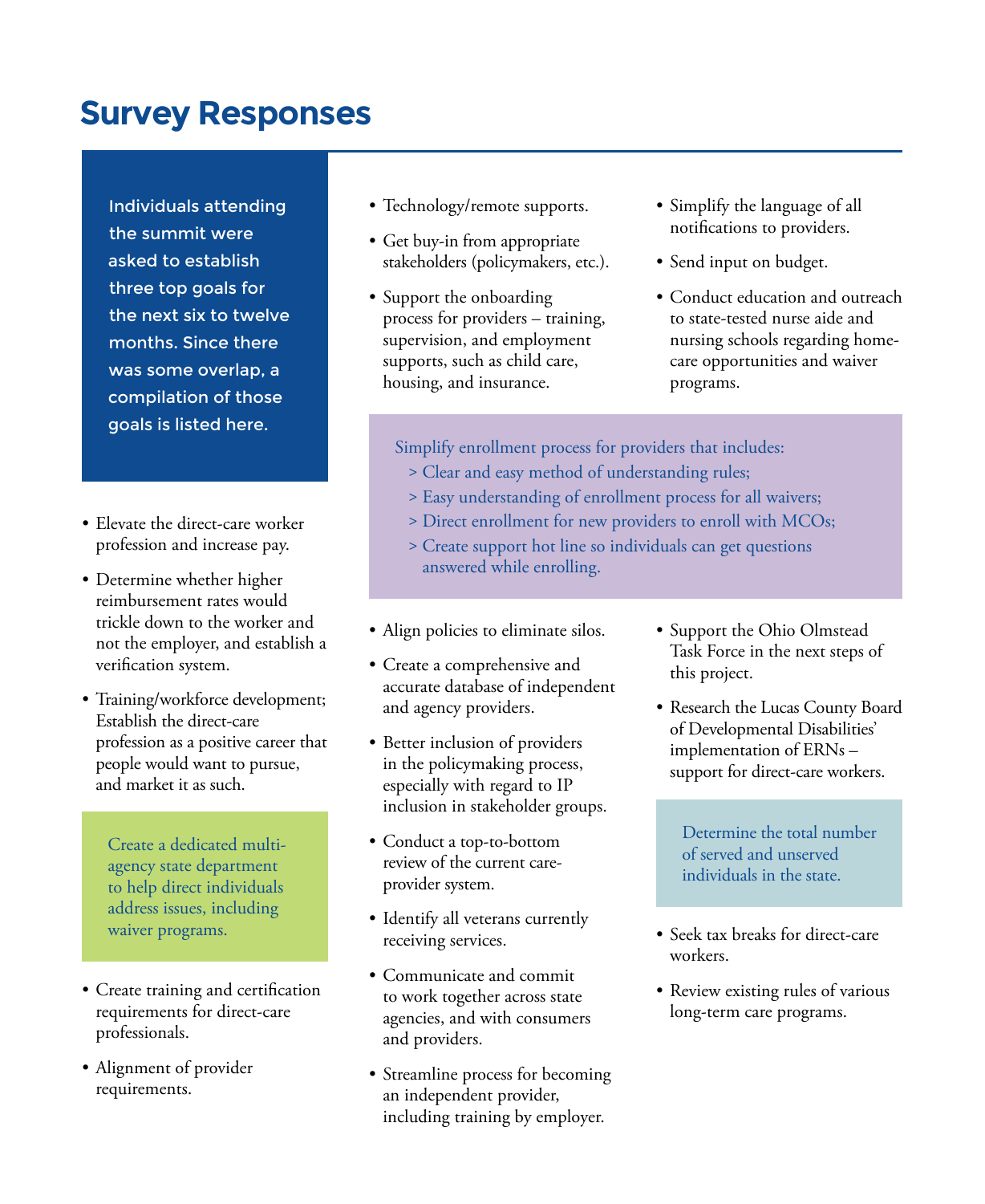# Survey Responses

Individuals attending the summit were asked to establish three top goals for the next six to twelve months. Since there was some overlap, a compilation of those goals is listed here.

- Elevate the direct-care worker profession and increase pay.
- Determine whether higher reimbursement rates would trickle down to the worker and not the employer, and establish a verification system.
- Training/workforce development; Establish the direct-care profession as a positive career that people would want to pursue, and market it as such.

Create a dedicated multi-agency state department to help direct individuals address issues, including waiver programs.

- Create training and certification requirements for direct-care professionals.
- Alignment of provider requirements.
- Technology/remote supports.
- Get buy-in from appropriate stakeholders (policymakers, etc.).
- Support the onboarding process for providers – training, supervision, and employment supports, such as child care, housing, and insurance.
- Simplify the language of all notifications to providers.
- Send input on budget.
- Conduct education and outreach to state-tested nurse aide and nursing schools regarding home-care opportunities and waiver programs.

Simplify enrollment process for providers that includes:
> Clear and easy method of understanding rules;
> Easy understanding of enrollment process for all waivers;
> Direct enrollment for new providers to enroll with MCOs;
> Create support hot line so individuals can get questions answered while enrolling.

- Align policies to eliminate silos.
- Create a comprehensive and accurate database of independent and agency providers.
- Better inclusion of providers in the policymaking process, especially with regard to IP inclusion in stakeholder groups.
- Conduct a top-to-bottom review of the current care-provider system.
- Identify all veterans currently receiving services.
- Communicate and commit to work together across state agencies, and with consumers and providers.
- Streamline process for becoming an independent provider, including training by employer.
- Support the Ohio Olmstead Task Force in the next steps of this project.
- Research the Lucas County Board of Developmental Disabilities' implementation of ERNs – support for direct-care workers.

Determine the total number of served and unserved individuals in the state.

- Seek tax breaks for direct-care workers.
- Review existing rules of various long-term care programs.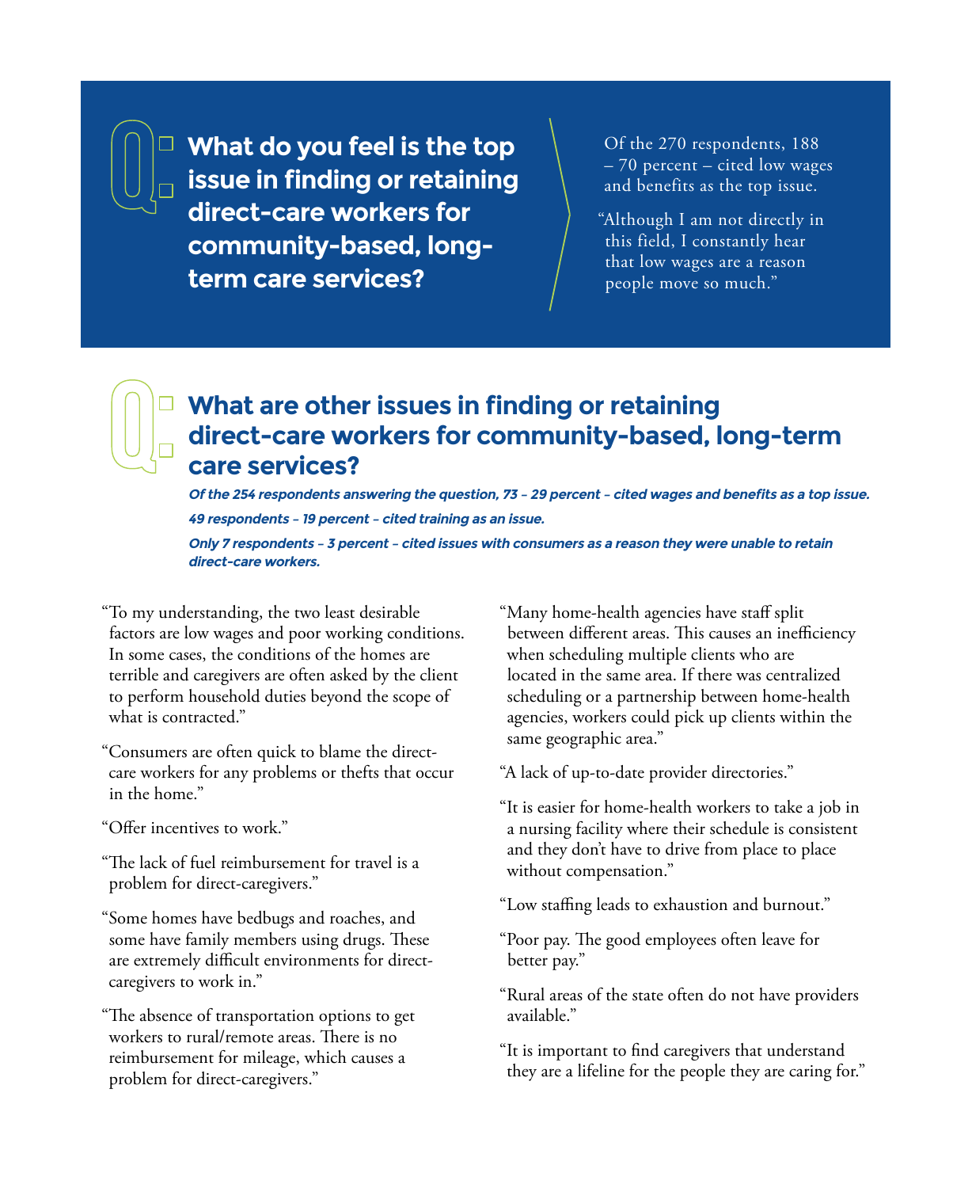## Q: What do you feel is the top issue in finding or retaining direct-care workers for community-based, long-term care services?

Of the 270 respondents, 188 – 70 percent – cited low wages and benefits as the top issue.

"Although I am not directly in this field, I constantly hear that low wages are a reason people move so much."

## Q: What are other issues in finding or retaining direct-care workers for community-based, long-term care services?

***Of the 254 respondents answering the question, 73 – 29 percent – cited wages and benefits as a top issue.***

***49 respondents – 19 percent – cited training as an issue.***

***Only 7 respondents – 3 percent – cited issues with consumers as a reason they were unable to retain direct-care workers.***

"To my understanding, the two least desirable factors are low wages and poor working conditions. In some cases, the conditions of the homes are terrible and caregivers are often asked by the client to perform household duties beyond the scope of what is contracted."

"Consumers are often quick to blame the direct-care workers for any problems or thefts that occur in the home."

"Offer incentives to work."

"The lack of fuel reimbursement for travel is a problem for direct-caregivers."

"Some homes have bedbugs and roaches, and some have family members using drugs. These are extremely difficult environments for direct-caregivers to work in."

"The absence of transportation options to get workers to rural/remote areas. There is no reimbursement for mileage, which causes a problem for direct-caregivers."

"Many home-health agencies have staff split between different areas. This causes an inefficiency when scheduling multiple clients who are located in the same area. If there was centralized scheduling or a partnership between home-health agencies, workers could pick up clients within the same geographic area."

"A lack of up-to-date provider directories."

"It is easier for home-health workers to take a job in a nursing facility where their schedule is consistent and they don't have to drive from place to place without compensation."

"Low staffing leads to exhaustion and burnout."

"Poor pay. The good employees often leave for better pay."

"Rural areas of the state often do not have providers available."

"It is important to find caregivers that understand they are a lifeline for the people they are caring for."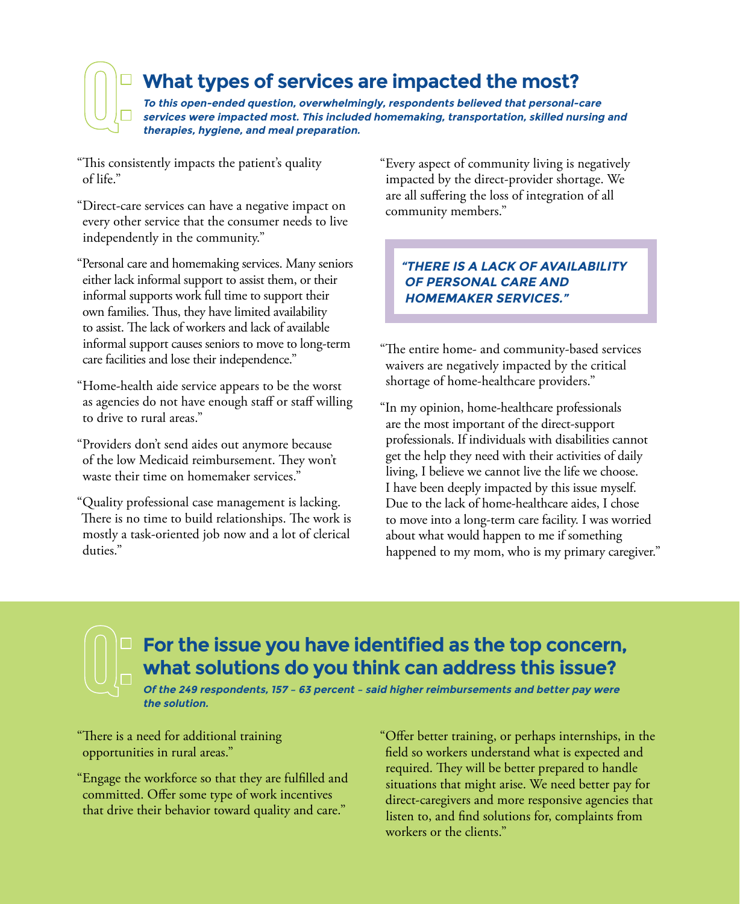## What types of services are impacted the most?

***To this open-ended question, overwhelmingly, respondents believed that personal-care services were impacted most. This included homemaking, transportation, skilled nursing and therapies, hygiene, and meal preparation.***

"This consistently impacts the patient's quality of life."

"Direct-care services can have a negative impact on every other service that the consumer needs to live independently in the community."

"Personal care and homemaking services. Many seniors either lack informal support to assist them, or their informal supports work full time to support their own families. Thus, they have limited availability to assist. The lack of workers and lack of available informal support causes seniors to move to long-term care facilities and lose their independence."

"Home-health aide service appears to be the worst as agencies do not have enough staff or staff willing to drive to rural areas."

"Providers don't send aides out anymore because of the low Medicaid reimbursement. They won't waste their time on homemaker services."

"Quality professional case management is lacking. There is no time to build relationships. The work is mostly a task-oriented job now and a lot of clerical duties."

"Every aspect of community living is negatively impacted by the direct-provider shortage. We are all suffering the loss of integration of all community members."

> ***"THERE IS A LACK OF AVAILABILITY OF PERSONAL CARE AND HOMEMAKER SERVICES."***

"The entire home- and community-based services waivers are negatively impacted by the critical shortage of home-healthcare providers."

"In my opinion, home-healthcare professionals are the most important of the direct-support professionals. If individuals with disabilities cannot get the help they need with their activities of daily living, I believe we cannot live the life we choose. I have been deeply impacted by this issue myself. Due to the lack of home-healthcare aides, I chose to move into a long-term care facility. I was worried about what would happen to me if something happened to my mom, who is my primary caregiver."

## For the issue you have identified as the top concern, what solutions do you think can address this issue?

***Of the 249 respondents, 157 – 63 percent – said higher reimbursements and better pay were the solution.***

"There is a need for additional training opportunities in rural areas."

"Engage the workforce so that they are fulfilled and committed. Offer some type of work incentives that drive their behavior toward quality and care."

"Offer better training, or perhaps internships, in the field so workers understand what is expected and required. They will be better prepared to handle situations that might arise. We need better pay for direct-caregivers and more responsive agencies that listen to, and find solutions for, complaints from workers or the clients."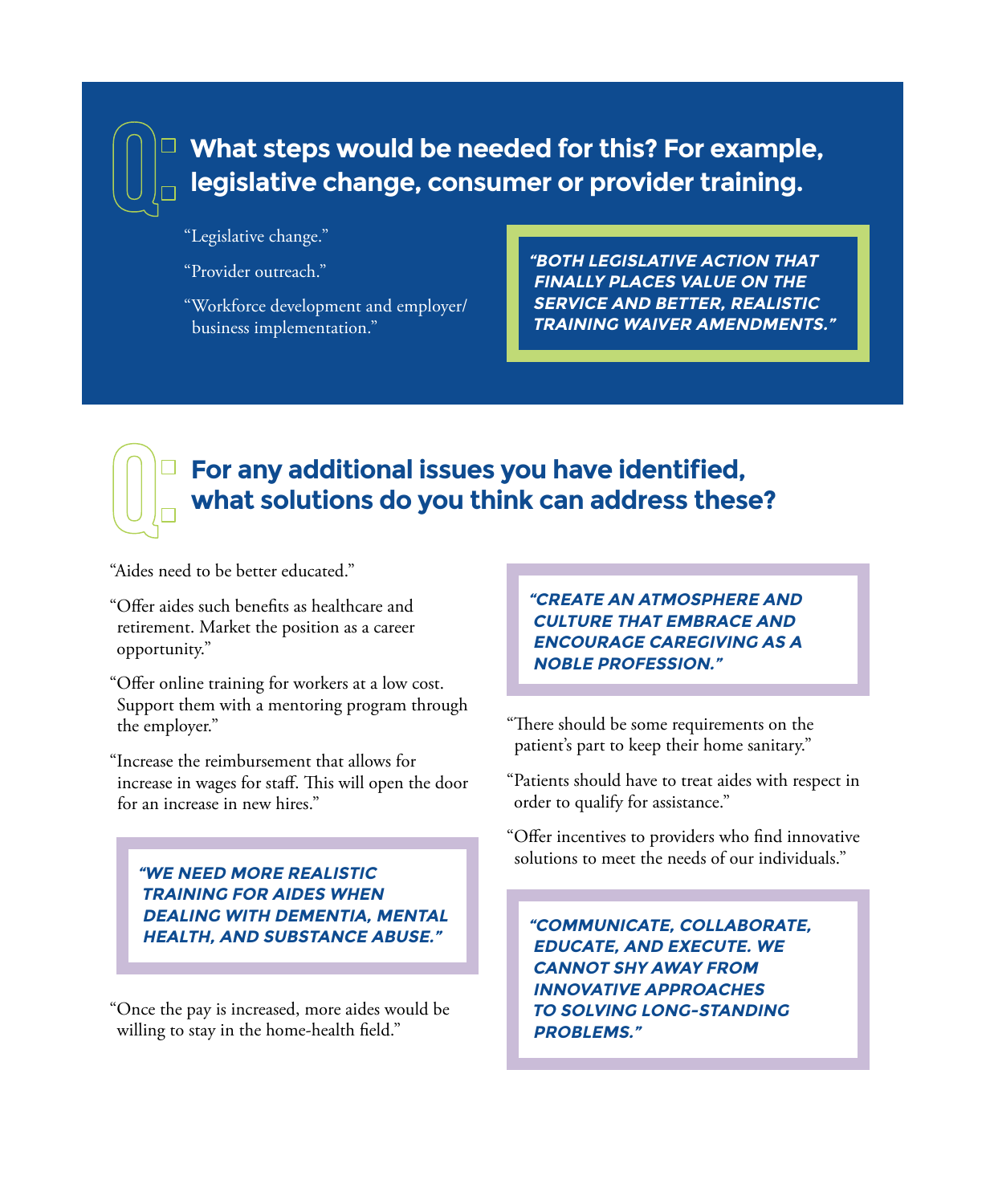## Q: What steps would be needed for this? For example, legislative change, consumer or provider training.

"Legislative change."

"Provider outreach."

"Workforce development and employer/business implementation."

> **"BOTH LEGISLATIVE ACTION THAT FINALLY PLACES VALUE ON THE SERVICE AND BETTER, REALISTIC TRAINING WAIVER AMENDMENTS."**

## Q: For any additional issues you have identified, what solutions do you think can address these?

"Aides need to be better educated."

"Offer aides such benefits as healthcare and retirement. Market the position as a career opportunity."

"Offer online training for workers at a low cost. Support them with a mentoring program through the employer."

"Increase the reimbursement that allows for increase in wages for staff. This will open the door for an increase in new hires."

> **"WE NEED MORE REALISTIC TRAINING FOR AIDES WHEN DEALING WITH DEMENTIA, MENTAL HEALTH, AND SUBSTANCE ABUSE."**

"Once the pay is increased, more aides would be willing to stay in the home-health field."

> **"CREATE AN ATMOSPHERE AND CULTURE THAT EMBRACE AND ENCOURAGE CAREGIVING AS A NOBLE PROFESSION."**

"There should be some requirements on the patient's part to keep their home sanitary."

"Patients should have to treat aides with respect in order to qualify for assistance."

"Offer incentives to providers who find innovative solutions to meet the needs of our individuals."

> **"COMMUNICATE, COLLABORATE, EDUCATE, AND EXECUTE. WE CANNOT SHY AWAY FROM INNOVATIVE APPROACHES TO SOLVING LONG-STANDING PROBLEMS."**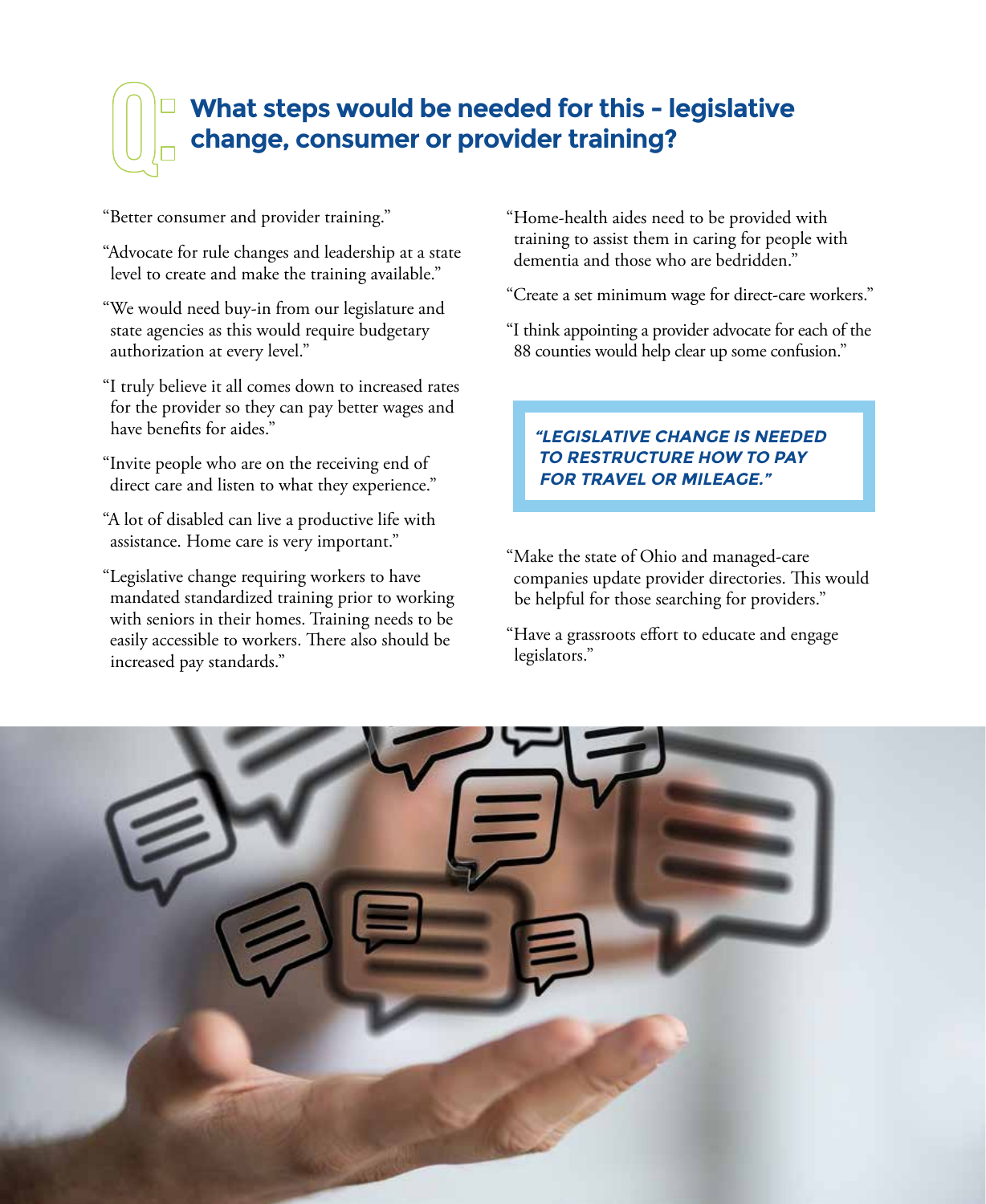## What steps would be needed for this - legislative change, consumer or provider training?

"Better consumer and provider training."

"Advocate for rule changes and leadership at a state level to create and make the training available."

"We would need buy-in from our legislature and state agencies as this would require budgetary authorization at every level."

"I truly believe it all comes down to increased rates for the provider so they can pay better wages and have benefits for aides."

"Invite people who are on the receiving end of direct care and listen to what they experience."

"A lot of disabled can live a productive life with assistance. Home care is very important."

"Legislative change requiring workers to have mandated standardized training prior to working with seniors in their homes. Training needs to be easily accessible to workers. There also should be increased pay standards."

"Home-health aides need to be provided with training to assist them in caring for people with dementia and those who are bedridden."

"Create a set minimum wage for direct-care workers."

"I think appointing a provider advocate for each of the 88 counties would help clear up some confusion."

> ***"LEGISLATIVE CHANGE IS NEEDED TO RESTRUCTURE HOW TO PAY FOR TRAVEL OR MILEAGE."***

"Make the state of Ohio and managed-care companies update provider directories. This would be helpful for those searching for providers."

"Have a grassroots effort to educate and engage legislators."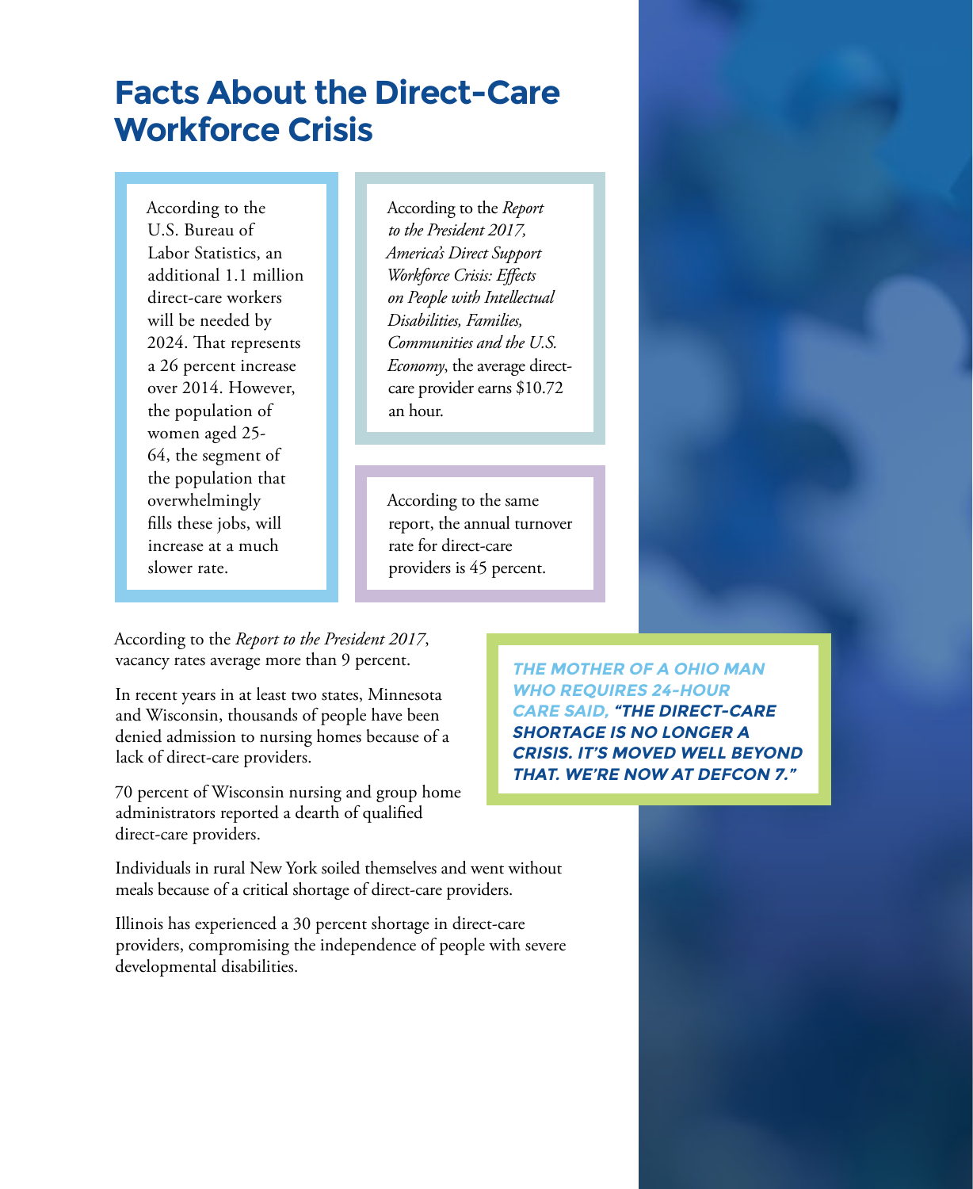# Facts About the Direct-Care Workforce Crisis

According to the U.S. Bureau of Labor Statistics, an additional 1.1 million direct-care workers will be needed by 2024. That represents a 26 percent increase over 2014. However, the population of women aged 25-64, the segment of the population that overwhelmingly fills these jobs, will increase at a much slower rate.

According to the *Report to the President 2017, America's Direct Support Workforce Crisis: Effects on People with Intellectual Disabilities, Families, Communities and the U.S. Economy*, the average direct-care provider earns $10.72 an hour.

According to the same report, the annual turnover rate for direct-care providers is 45 percent.

According to the *Report to the President 2017*, vacancy rates average more than 9 percent.

In recent years in at least two states, Minnesota and Wisconsin, thousands of people have been denied admission to nursing homes because of a lack of direct-care providers.

70 percent of Wisconsin nursing and group home administrators reported a dearth of qualified direct-care providers.

Individuals in rural New York soiled themselves and went without meals because of a critical shortage of direct-care providers.

Illinois has experienced a 30 percent shortage in direct-care providers, compromising the independence of people with severe developmental disabilities.

***THE MOTHER OF A OHIO MAN WHO REQUIRES 24-HOUR CARE SAID, "THE DIRECT-CARE SHORTAGE IS NO LONGER A CRISIS. IT'S MOVED WELL BEYOND THAT. WE'RE NOW AT DEFCON 7."***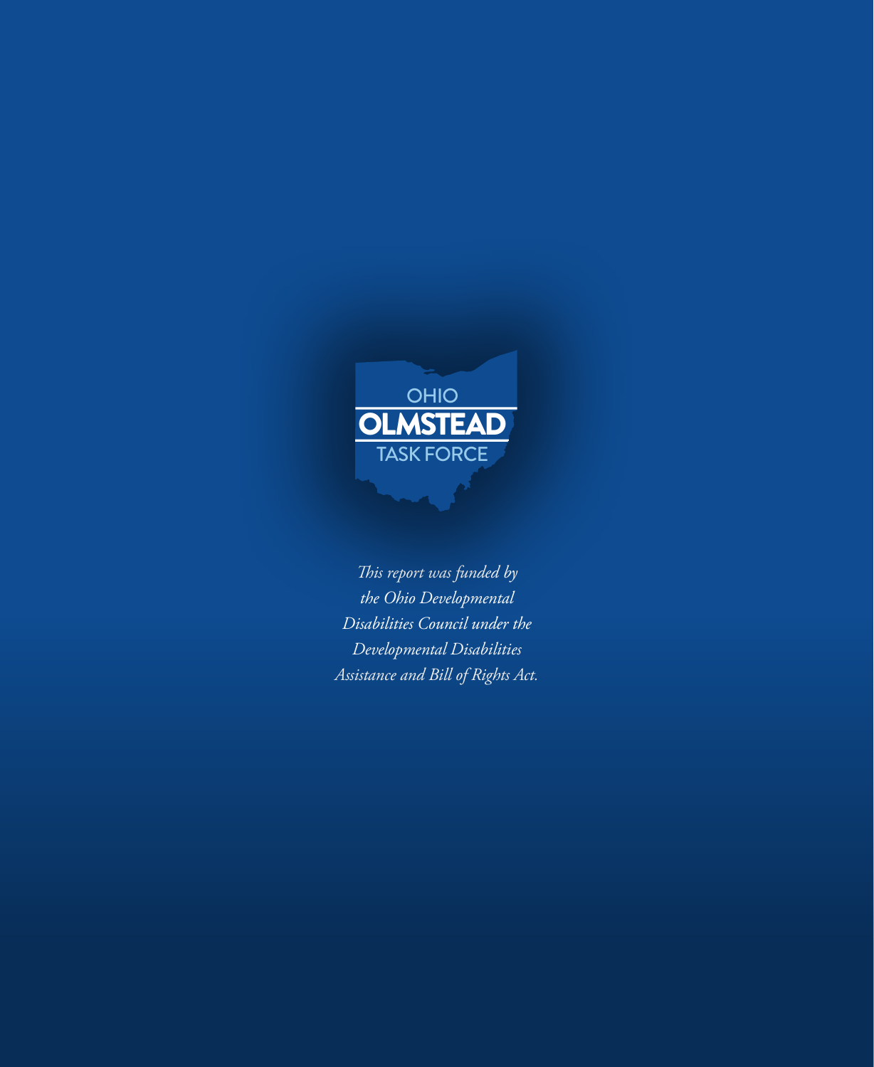OHIO

**OLMSTEAD**

TASK FORCE

*This report was funded by the Ohio Developmental Disabilities Council under the Developmental Disabilities Assistance and Bill of Rights Act.*